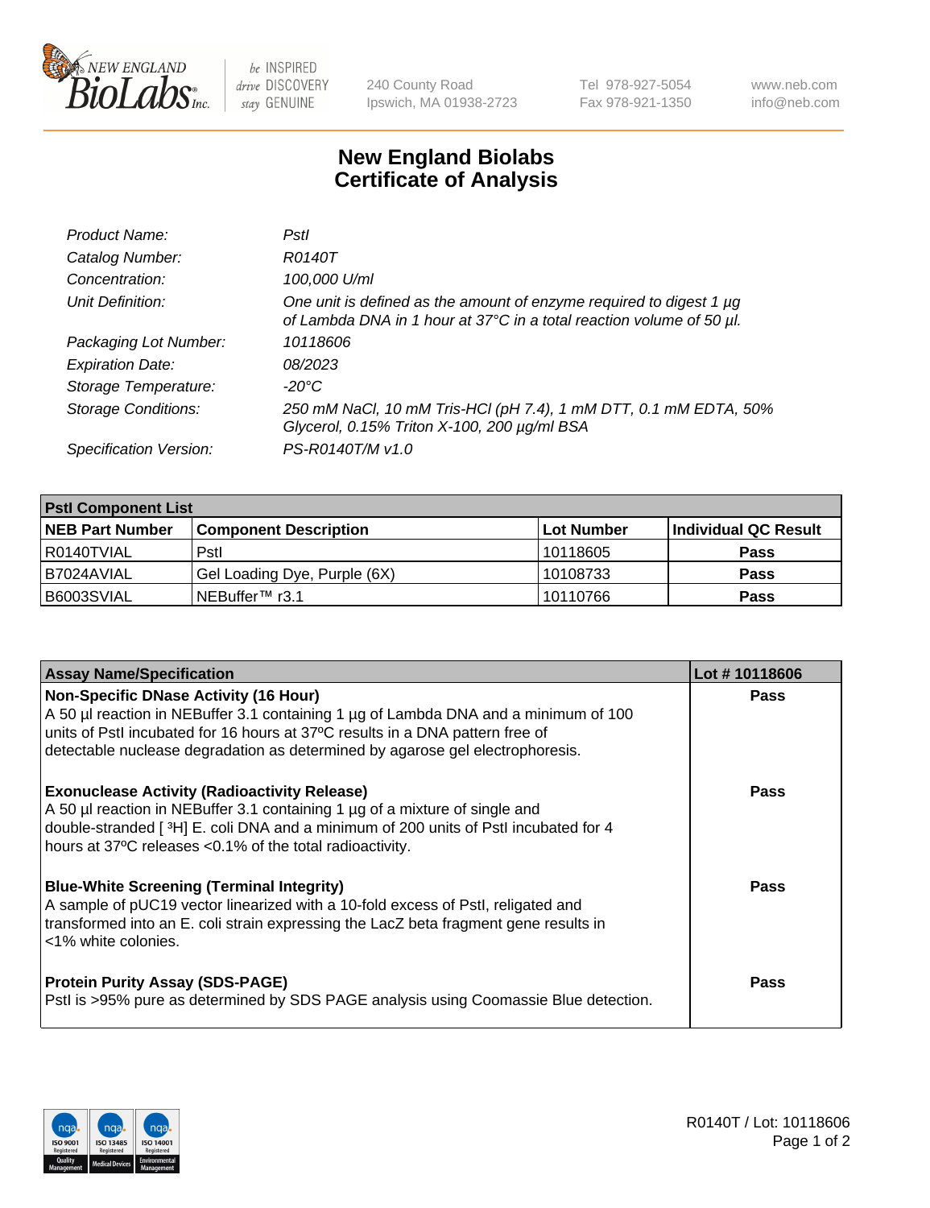240 County Road
Ipswich, MA 01938-2723

Tel 978-927-5054
Fax 978-921-1350

www.neb.com
info@neb.com

# New England Biolabs
# Certificate of Analysis

| | |
|---|---|
| *Product Name:* | *PstI* |
| *Catalog Number:* | *R0140T* |
| *Concentration:* | *100,000 U/ml* |
| *Unit Definition:* | *One unit is defined as the amount of enzyme required to digest 1 µg of Lambda DNA in 1 hour at 37°C in a total reaction volume of 50 µl.* |
| *Packaging Lot Number:* | *10118606* |
| *Expiration Date:* | *08/2023* |
| *Storage Temperature:* | *-20°C* |
| *Storage Conditions:* | *250 mM NaCl, 10 mM Tris-HCl (pH 7.4), 1 mM DTT, 0.1 mM EDTA, 50% Glycerol, 0.15% Triton X-100, 200 µg/ml BSA* |
| *Specification Version:* | *PS-R0140T/M v1.0* |

| PstI Component List | | | |
|---|---|---|---|
| **NEB Part Number** | **Component Description** | **Lot Number** | **Individual QC Result** |
| R0140TVIAL | PstI | 10118605 | **Pass** |
| B7024AVIAL | Gel Loading Dye, Purple (6X) | 10108733 | **Pass** |
| B6003SVIAL | NEBuffer™ r3.1 | 10110766 | **Pass** |

| Assay Name/Specification | Lot # 10118606 |
|---|---|
| **Non-Specific DNase Activity (16 Hour)** A 50 µl reaction in NEBuffer 3.1 containing 1 µg of Lambda DNA and a minimum of 100 units of PstI incubated for 16 hours at 37ºC results in a DNA pattern free of detectable nuclease degradation as determined by agarose gel electrophoresis. | **Pass** |
| **Exonuclease Activity (Radioactivity Release)** A 50 µl reaction in NEBuffer 3.1 containing 1 µg of a mixture of single and double-stranded [ $^{3}$H] E. coli DNA and a minimum of 200 units of PstI incubated for 4 hours at 37ºC releases <0.1% of the total radioactivity. | **Pass** |
| **Blue-White Screening (Terminal Integrity)** A sample of pUC19 vector linearized with a 10-fold excess of PstI, religated and transformed into an E. coli strain expressing the LacZ beta fragment gene results in <1% white colonies. | **Pass** |
| **Protein Purity Assay (SDS-PAGE)** PstI is >95% pure as determined by SDS PAGE analysis using Coomassie Blue detection. | **Pass** |

R0140T / Lot: 10118606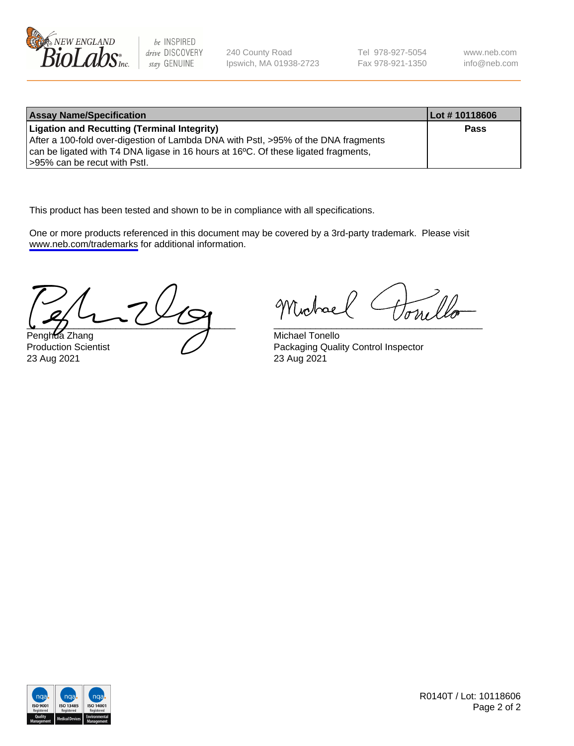| Assay Name/Specification | Lot # 10118606 |
| --- | --- |
| **Ligation and Recutting (Terminal Integrity)** After a 100-fold over-digestion of Lambda DNA with PstI, >95% of the DNA fragments can be ligated with T4 DNA ligase in 16 hours at 16ºC. Of these ligated fragments, >95% can be recut with PstI. | **Pass** |

This product has been tested and shown to be in compliance with all specifications.

One or more products referenced in this document may be covered by a 3rd-party trademark. Please visit www.neb.com/trademarks for additional information.

Penghua Zhang
Production Scientist
23 Aug 2021

Michael Tonello
Packaging Quality Control Inspector
23 Aug 2021

R0140T / Lot: 10118606